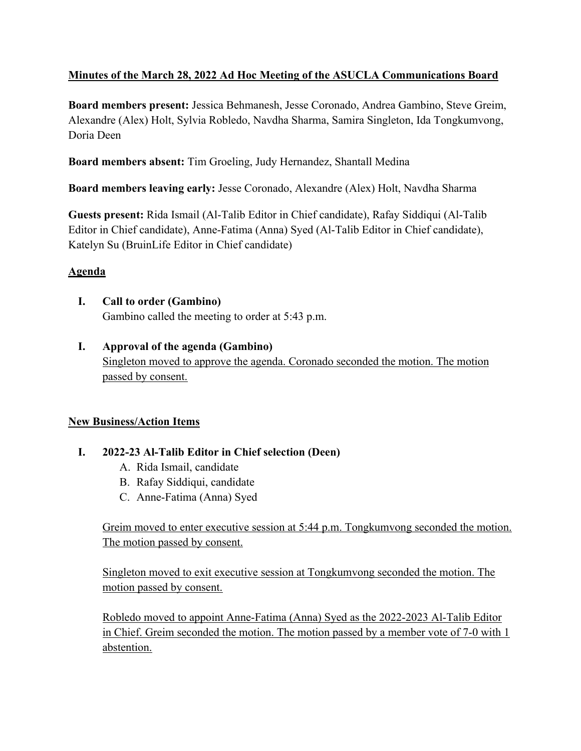**<u>Minutes of the March 28, 2022 Ad Hoc Meeting of the ASUCLA Communications Board</u>**

**Board members present:** Jessica Behmanesh, Jesse Coronado, Andrea Gambino, Steve Greim, Alexandre (Alex) Holt, Sylvia Robledo, Navdha Sharma, Samira Singleton, Ida Tongkumvong, Doria Deen

**Board members absent:** Tim Groeling, Judy Hernandez, Shantall Medina

**Board members leaving early:** Jesse Coronado, Alexandre (Alex) Holt, Navdha Sharma

**Guests present:** Rida Ismail (Al-Talib Editor in Chief candidate), Rafay Siddiqui (Al-Talib Editor in Chief candidate), Anne-Fatima (Anna) Syed (Al-Talib Editor in Chief candidate), Katelyn Su (BruinLife Editor in Chief candidate)

**<u>Agenda</u>**

I. **Call to order (Gambino)**
   Gambino called the meeting to order at 5:43 p.m.

I. **Approval of the agenda (Gambino)**
   <u>Singleton moved to approve the agenda. Coronado seconded the motion. The motion passed by consent.</u>

**<u>New Business/Action Items</u>**

I. **2022-23 Al-Talib Editor in Chief selection (Deen)**
   A. Rida Ismail, candidate
   B. Rafay Siddiqui, candidate
   C. Anne-Fatima (Anna) Syed

   <u>Greim moved to enter executive session at 5:44 p.m. Tongkumvong seconded the motion. The motion passed by consent.</u>

   <u>Singleton moved to exit executive session at Tongkumvong seconded the motion. The motion passed by consent.</u>

   <u>Robledo moved to appoint Anne-Fatima (Anna) Syed as the 2022-2023 Al-Talib Editor in Chief. Greim seconded the motion. The motion passed by a member vote of 7-0 with 1 abstention.</u>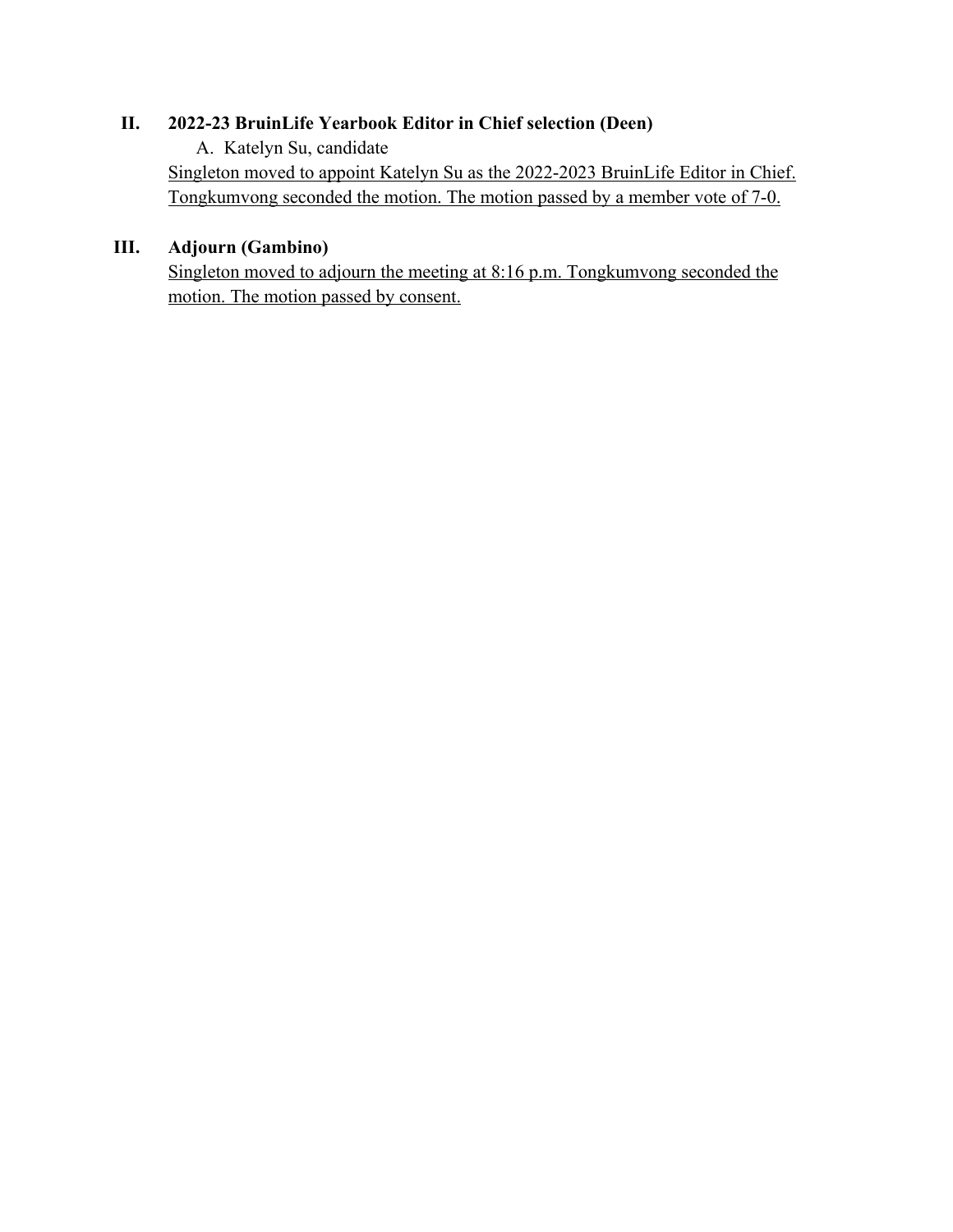## II. 2022-23 BruinLife Yearbook Editor in Chief selection (Deen)

A. Katelyn Su, candidate

<u>Singleton moved to appoint Katelyn Su as the 2022-2023 BruinLife Editor in Chief. Tongkumvong seconded the motion. The motion passed by a member vote of 7-0.</u>

## III. Adjourn (Gambino)

<u>Singleton moved to adjourn the meeting at 8:16 p.m. Tongkumvong seconded the motion. The motion passed by consent.</u>